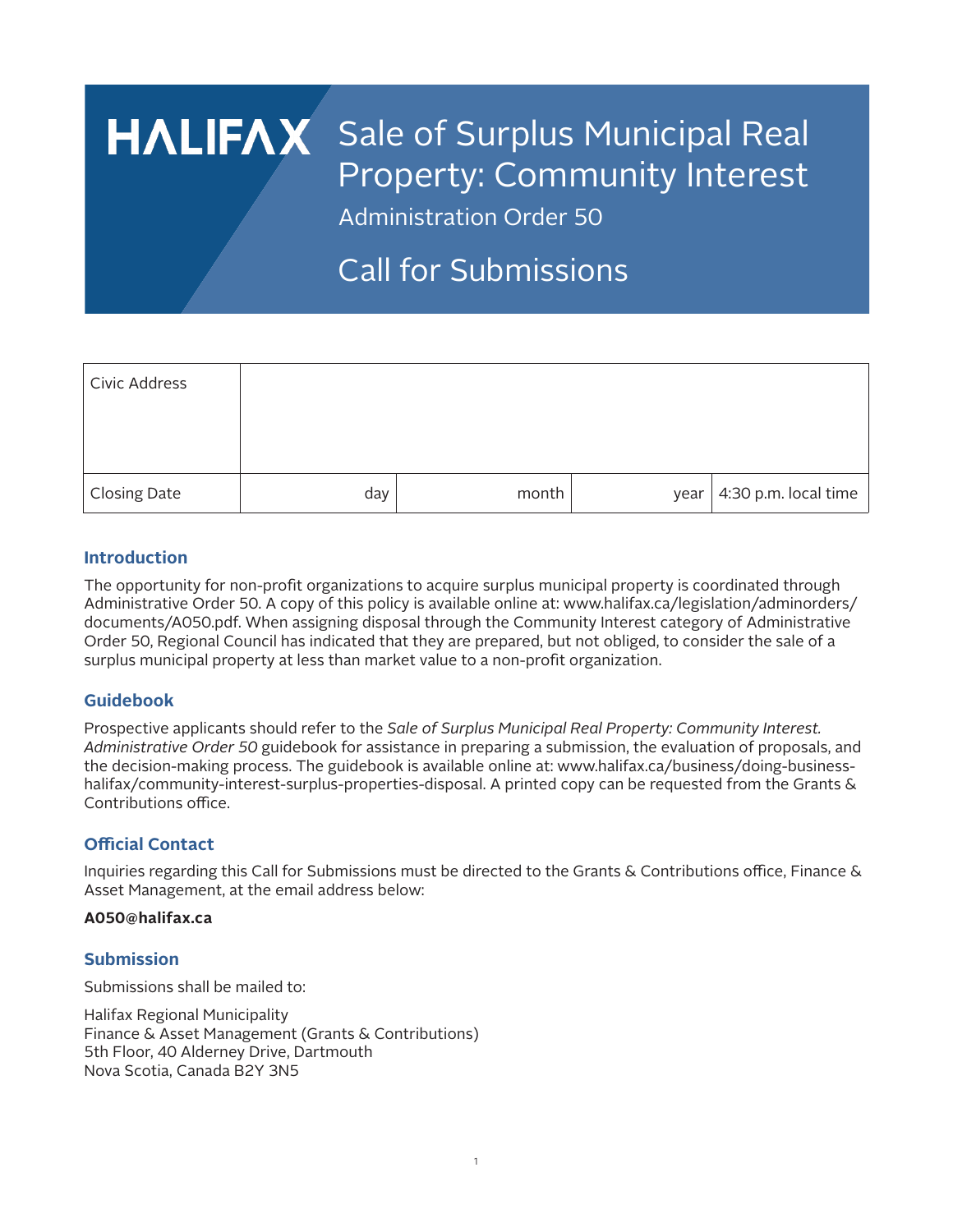# HALIFAX Sale of Surplus Municipal Real Property: Community Interest

## Administration Order 50

## Call for Submissions

| Civic Address | | | | |
|---|---|---|---|---|
| Closing Date | day | month | year | 4:30 p.m. local time |

### Introduction

The opportunity for non-profit organizations to acquire surplus municipal property is coordinated through Administrative Order 50. A copy of this policy is available online at: www.halifax.ca/legislation/adminorders/documents/A050.pdf. When assigning disposal through the Community Interest category of Administrative Order 50, Regional Council has indicated that they are prepared, but not obliged, to consider the sale of a surplus municipal property at less than market value to a non-profit organization.

### Guidebook

Prospective applicants should refer to the *Sale of Surplus Municipal Real Property: Community Interest. Administrative Order 50* guidebook for assistance in preparing a submission, the evaluation of proposals, and the decision-making process. The guidebook is available online at: www.halifax.ca/business/doing-business-halifax/community-interest-surplus-properties-disposal. A printed copy can be requested from the Grants & Contributions office.

### Official Contact

Inquiries regarding this Call for Submissions must be directed to the Grants & Contributions office, Finance & Asset Management, at the email address below:

**A050@halifax.ca**

### Submission

Submissions shall be mailed to:

Halifax Regional Municipality
Finance & Asset Management (Grants & Contributions)
5th Floor, 40 Alderney Drive, Dartmouth
Nova Scotia, Canada B2Y 3N5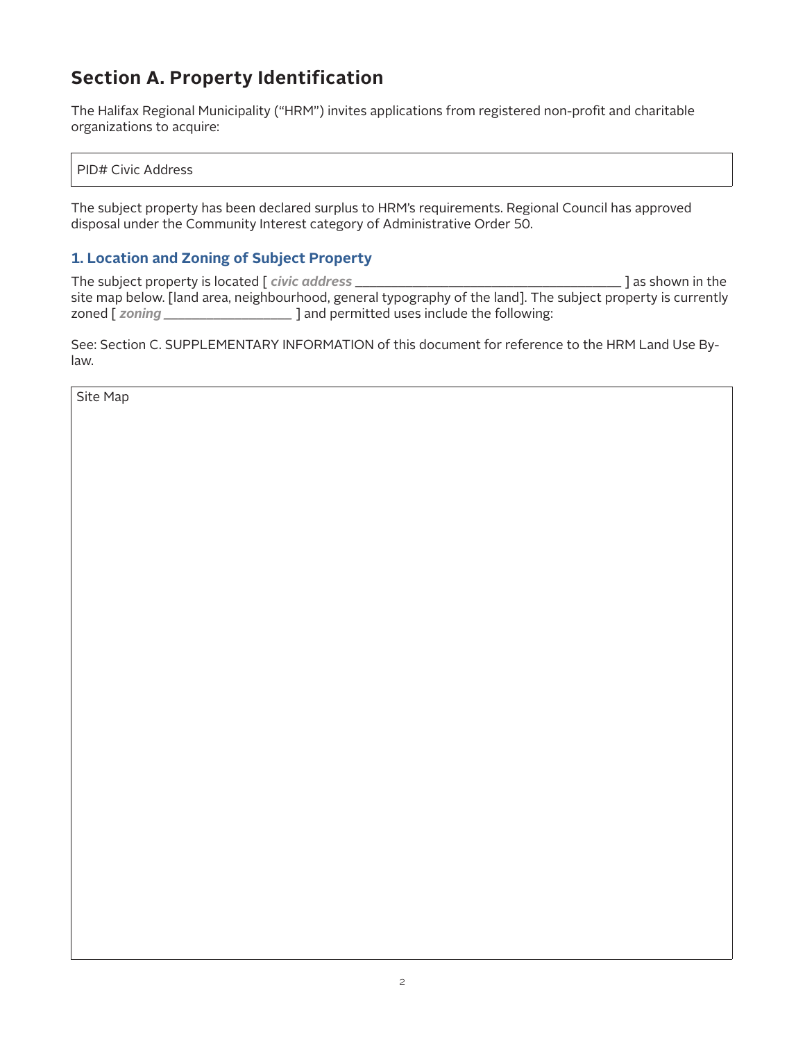## Section A. Property Identification

The Halifax Regional Municipality ("HRM") invites applications from registered non-profit and charitable organizations to acquire:

| PID# Civic Address |
|---|

The subject property has been declared surplus to HRM's requirements. Regional Council has approved disposal under the Community Interest category of Administrative Order 50.

### 1. Location and Zoning of Subject Property

The subject property is located [ *civic address* ______________________________________ ] as shown in the site map below. [land area, neighbourhood, general typography of the land]. The subject property is currently zoned [ *zoning* ___________________ ] and permitted uses include the following:

See: Section C. SUPPLEMENTARY INFORMATION of this document for reference to the HRM Land Use By-law.

| Site Map |
|---|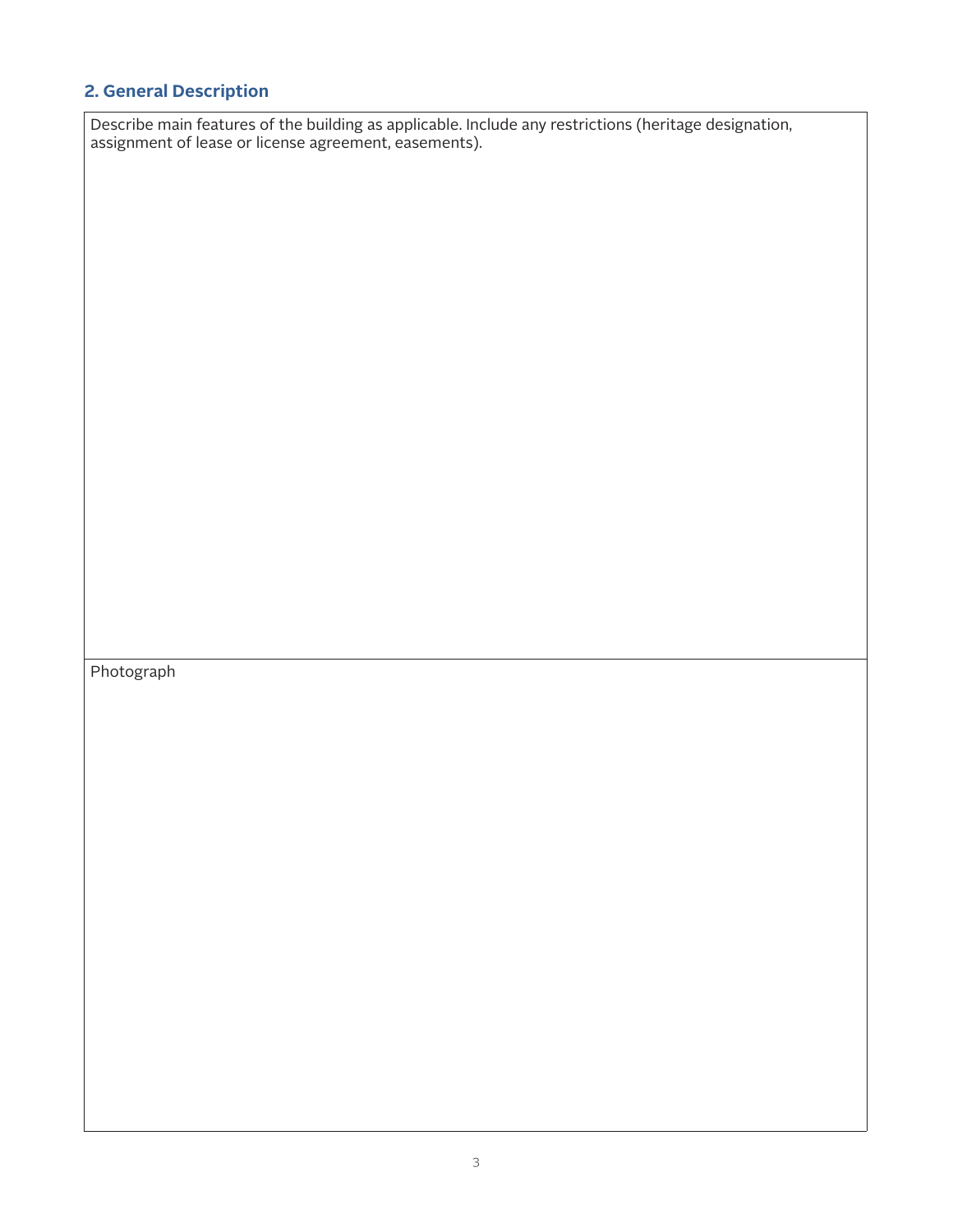## 2. General Description

| Describe main features of the building as applicable. Include any restrictions (heritage designation, assignment of lease or license agreement, easements). |
| --- |
| Photograph |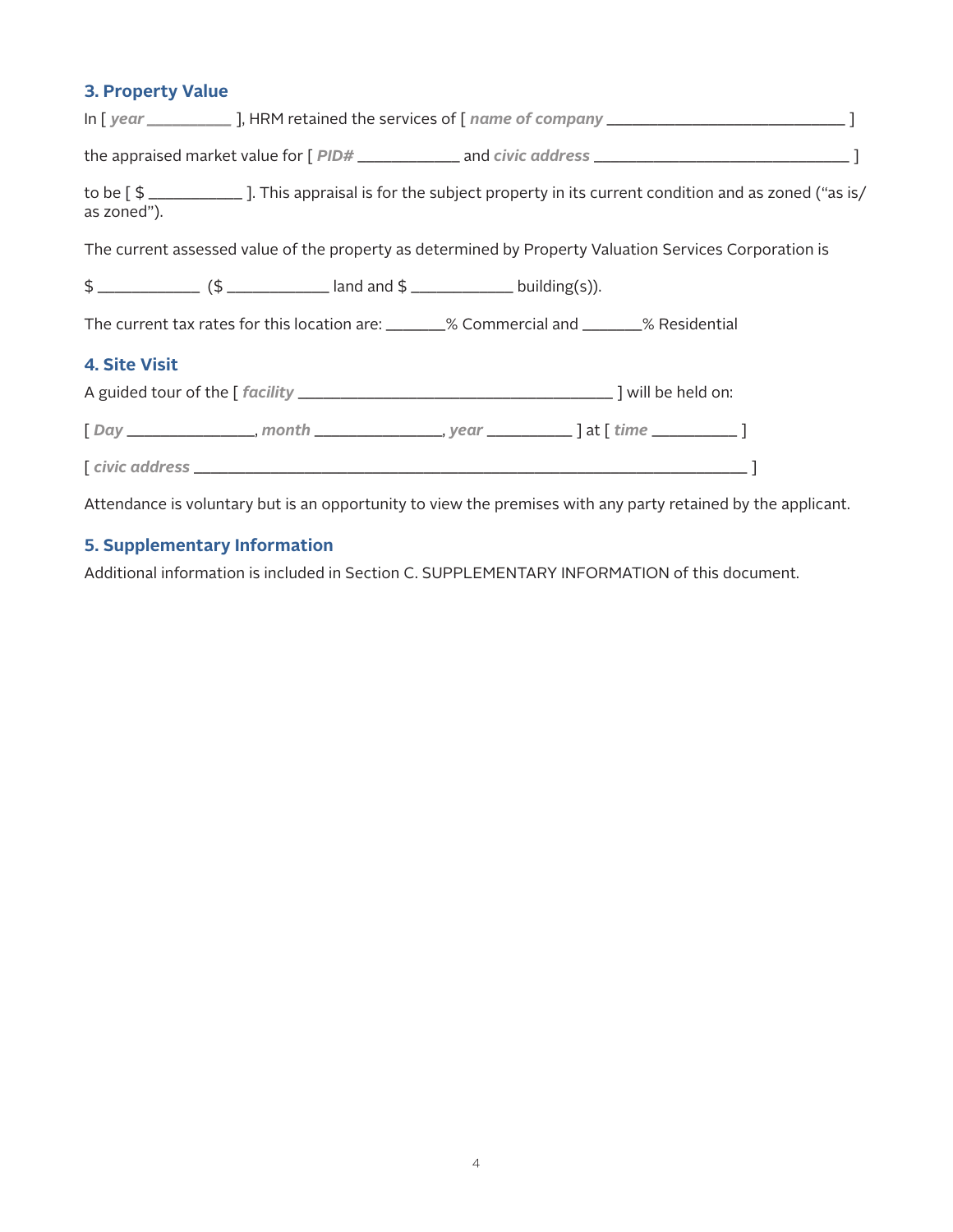### 3. Property Value

In [ *year* __________ ], HRM retained the services of [ *name of company* ____________________________ ]

the appraised market value for [ *PID#* ____________ and *civic address* ______________________________ ]

to be [ $ ___________ ]. This appraisal is for the subject property in its current condition and as zoned ("as is/ as zoned").

The current assessed value of the property as determined by Property Valuation Services Corporation is

$ ____________ ($ ____________ land and $ ____________ building(s)).

The current tax rates for this location are: _______% Commercial and _______% Residential

### 4. Site Visit

A guided tour of the [ *facility* ____________________________________ ] will be held on:

[ *Day* _______________, *month* _______________, *year* __________ ] at [ *time* __________ ]

[ *civic address* _________________________________________________________________ ]

Attendance is voluntary but is an opportunity to view the premises with any party retained by the applicant.

### 5. Supplementary Information

Additional information is included in Section C. SUPPLEMENTARY INFORMATION of this document.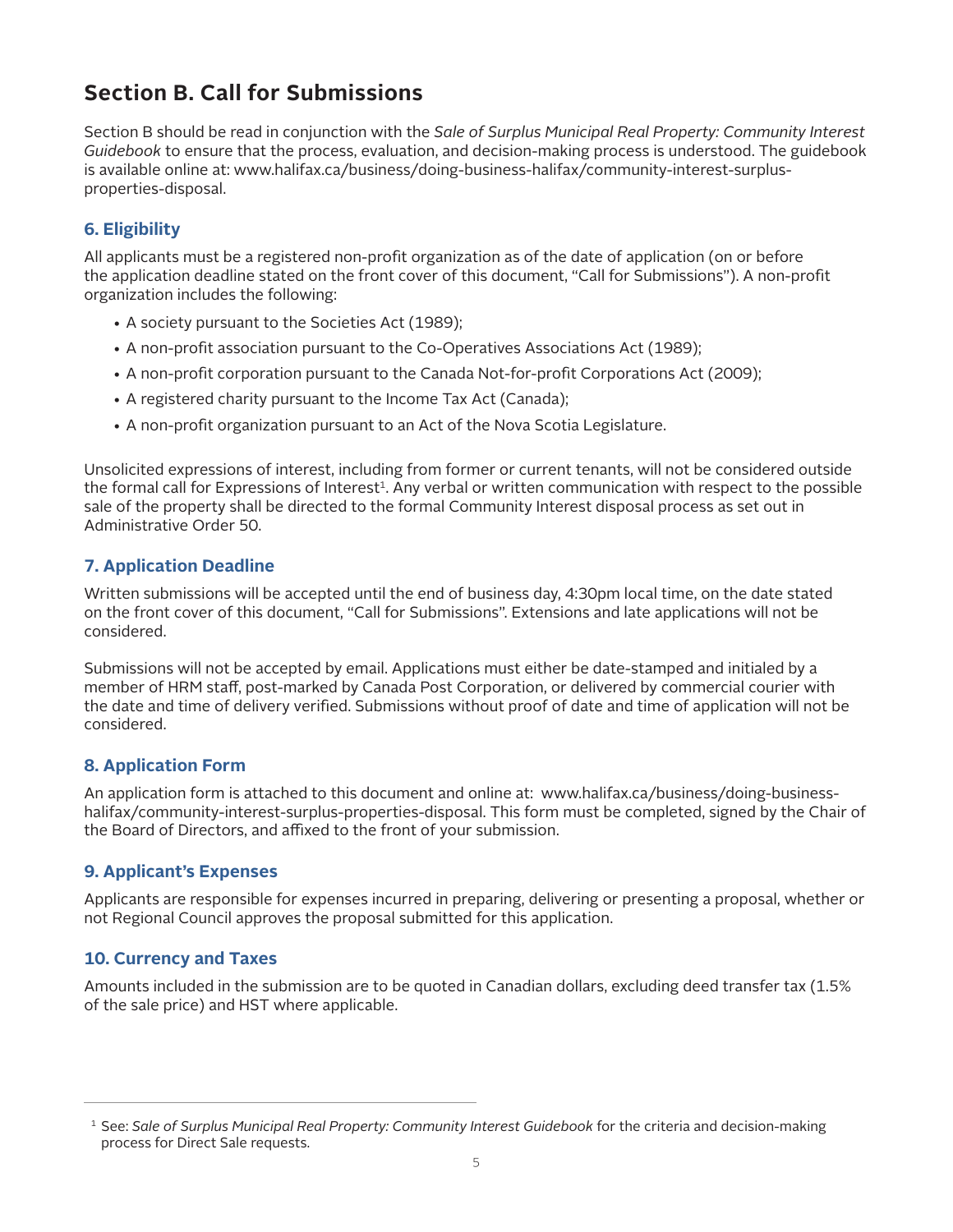## Section B. Call for Submissions

Section B should be read in conjunction with the *Sale of Surplus Municipal Real Property: Community Interest Guidebook* to ensure that the process, evaluation, and decision-making process is understood. The guidebook is available online at: www.halifax.ca/business/doing-business-halifax/community-interest-surplus-properties-disposal.

### 6. Eligibility

All applicants must be a registered non-profit organization as of the date of application (on or before the application deadline stated on the front cover of this document, "Call for Submissions"). A non-profit organization includes the following:

- A society pursuant to the Societies Act (1989);
- A non-profit association pursuant to the Co-Operatives Associations Act (1989);
- A non-profit corporation pursuant to the Canada Not-for-profit Corporations Act (2009);
- A registered charity pursuant to the Income Tax Act (Canada);
- A non-profit organization pursuant to an Act of the Nova Scotia Legislature.

Unsolicited expressions of interest, including from former or current tenants, will not be considered outside the formal call for Expressions of Interest[1]. Any verbal or written communication with respect to the possible sale of the property shall be directed to the formal Community Interest disposal process as set out in Administrative Order 50.

### 7. Application Deadline

Written submissions will be accepted until the end of business day, 4:30pm local time, on the date stated on the front cover of this document, "Call for Submissions". Extensions and late applications will not be considered.

Submissions will not be accepted by email. Applications must either be date-stamped and initialed by a member of HRM staff, post-marked by Canada Post Corporation, or delivered by commercial courier with the date and time of delivery verified. Submissions without proof of date and time of application will not be considered.

### 8. Application Form

An application form is attached to this document and online at: www.halifax.ca/business/doing-business-halifax/community-interest-surplus-properties-disposal. This form must be completed, signed by the Chair of the Board of Directors, and affixed to the front of your submission.

### 9. Applicant's Expenses

Applicants are responsible for expenses incurred in preparing, delivering or presenting a proposal, whether or not Regional Council approves the proposal submitted for this application.

### 10. Currency and Taxes

Amounts included in the submission are to be quoted in Canadian dollars, excluding deed transfer tax (1.5% of the sale price) and HST where applicable.

---

[1] See: *Sale of Surplus Municipal Real Property: Community Interest Guidebook* for the criteria and decision-making process for Direct Sale requests.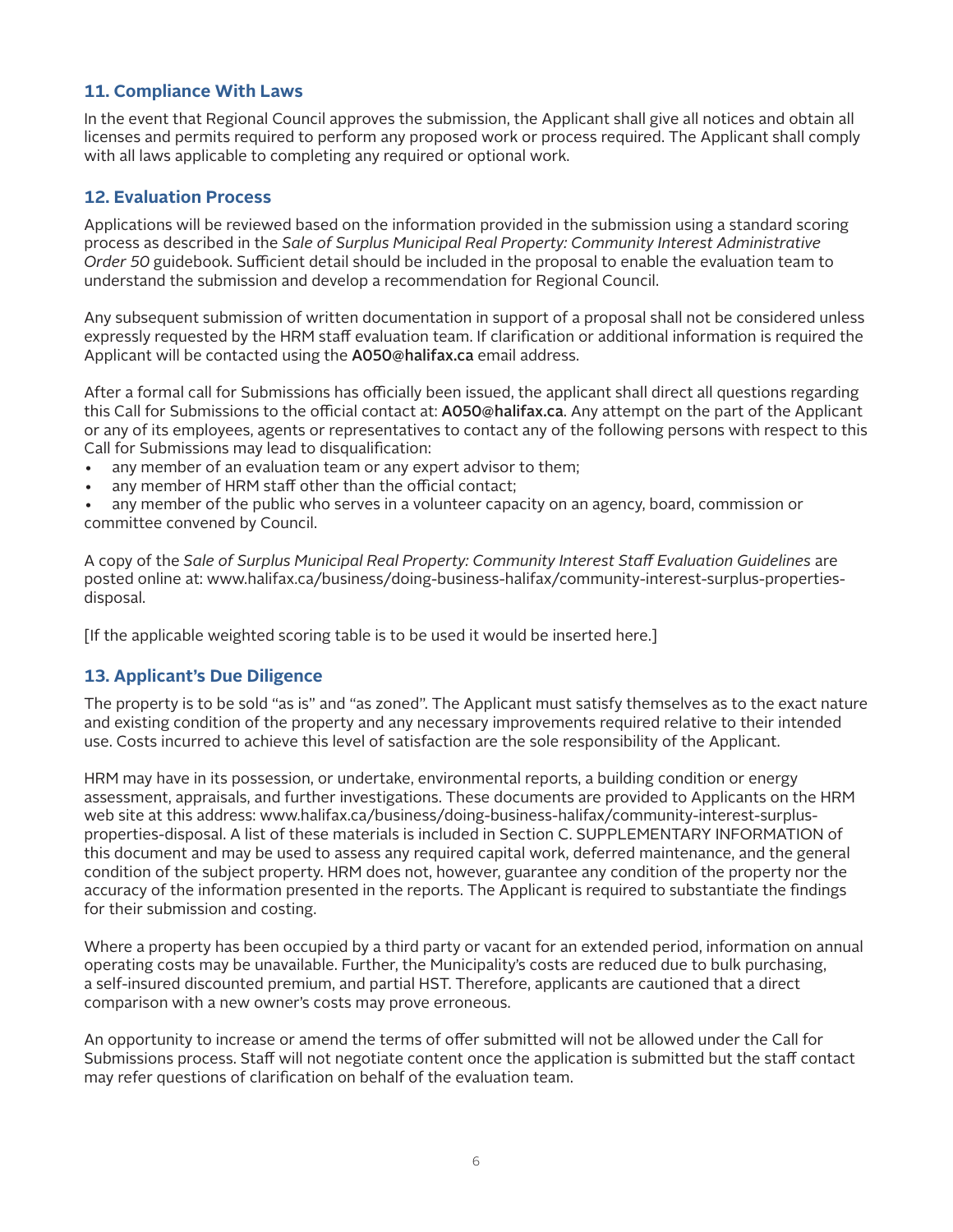## 11. Compliance With Laws

In the event that Regional Council approves the submission, the Applicant shall give all notices and obtain all licenses and permits required to perform any proposed work or process required. The Applicant shall comply with all laws applicable to completing any required or optional work.

## 12. Evaluation Process

Applications will be reviewed based on the information provided in the submission using a standard scoring process as described in the *Sale of Surplus Municipal Real Property: Community Interest Administrative Order 50* guidebook. Sufficient detail should be included in the proposal to enable the evaluation team to understand the submission and develop a recommendation for Regional Council.

Any subsequent submission of written documentation in support of a proposal shall not be considered unless expressly requested by the HRM staff evaluation team. If clarification or additional information is required the Applicant will be contacted using the **AO50@halifax.ca** email address.

After a formal call for Submissions has officially been issued, the applicant shall direct all questions regarding this Call for Submissions to the official contact at: **AO50@halifax.ca**. Any attempt on the part of the Applicant or any of its employees, agents or representatives to contact any of the following persons with respect to this Call for Submissions may lead to disqualification:

- any member of an evaluation team or any expert advisor to them;
- any member of HRM staff other than the official contact;
- any member of the public who serves in a volunteer capacity on an agency, board, commission or committee convened by Council.

A copy of the *Sale of Surplus Municipal Real Property: Community Interest Staff Evaluation Guidelines* are posted online at: www.halifax.ca/business/doing-business-halifax/community-interest-surplus-properties-disposal.

[If the applicable weighted scoring table is to be used it would be inserted here.]

## 13. Applicant's Due Diligence

The property is to be sold "as is" and "as zoned". The Applicant must satisfy themselves as to the exact nature and existing condition of the property and any necessary improvements required relative to their intended use. Costs incurred to achieve this level of satisfaction are the sole responsibility of the Applicant.

HRM may have in its possession, or undertake, environmental reports, a building condition or energy assessment, appraisals, and further investigations. These documents are provided to Applicants on the HRM web site at this address: www.halifax.ca/business/doing-business-halifax/community-interest-surplus-properties-disposal. A list of these materials is included in Section C. SUPPLEMENTARY INFORMATION of this document and may be used to assess any required capital work, deferred maintenance, and the general condition of the subject property. HRM does not, however, guarantee any condition of the property nor the accuracy of the information presented in the reports. The Applicant is required to substantiate the findings for their submission and costing.

Where a property has been occupied by a third party or vacant for an extended period, information on annual operating costs may be unavailable. Further, the Municipality's costs are reduced due to bulk purchasing, a self-insured discounted premium, and partial HST. Therefore, applicants are cautioned that a direct comparison with a new owner's costs may prove erroneous.

An opportunity to increase or amend the terms of offer submitted will not be allowed under the Call for Submissions process. Staff will not negotiate content once the application is submitted but the staff contact may refer questions of clarification on behalf of the evaluation team.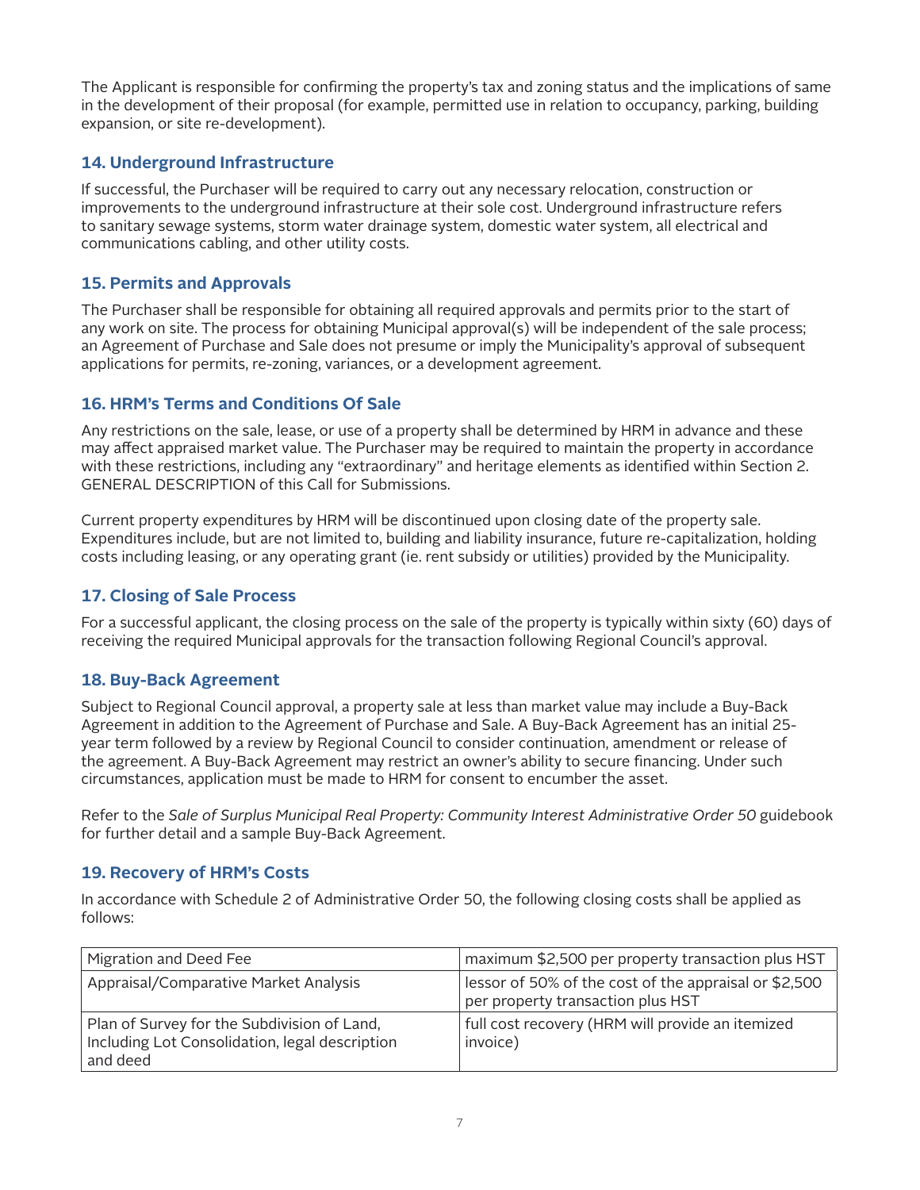The Applicant is responsible for confirming the property's tax and zoning status and the implications of same in the development of their proposal (for example, permitted use in relation to occupancy, parking, building expansion, or site re-development).

## 14. Underground Infrastructure

If successful, the Purchaser will be required to carry out any necessary relocation, construction or improvements to the underground infrastructure at their sole cost. Underground infrastructure refers to sanitary sewage systems, storm water drainage system, domestic water system, all electrical and communications cabling, and other utility costs.

## 15. Permits and Approvals

The Purchaser shall be responsible for obtaining all required approvals and permits prior to the start of any work on site. The process for obtaining Municipal approval(s) will be independent of the sale process; an Agreement of Purchase and Sale does not presume or imply the Municipality's approval of subsequent applications for permits, re-zoning, variances, or a development agreement.

## 16. HRM's Terms and Conditions Of Sale

Any restrictions on the sale, lease, or use of a property shall be determined by HRM in advance and these may affect appraised market value. The Purchaser may be required to maintain the property in accordance with these restrictions, including any "extraordinary" and heritage elements as identified within Section 2. GENERAL DESCRIPTION of this Call for Submissions.

Current property expenditures by HRM will be discontinued upon closing date of the property sale. Expenditures include, but are not limited to, building and liability insurance, future re-capitalization, holding costs including leasing, or any operating grant (ie. rent subsidy or utilities) provided by the Municipality.

## 17. Closing of Sale Process

For a successful applicant, the closing process on the sale of the property is typically within sixty (60) days of receiving the required Municipal approvals for the transaction following Regional Council's approval.

## 18. Buy-Back Agreement

Subject to Regional Council approval, a property sale at less than market value may include a Buy-Back Agreement in addition to the Agreement of Purchase and Sale. A Buy-Back Agreement has an initial 25-year term followed by a review by Regional Council to consider continuation, amendment or release of the agreement. A Buy-Back Agreement may restrict an owner's ability to secure financing. Under such circumstances, application must be made to HRM for consent to encumber the asset.

Refer to the *Sale of Surplus Municipal Real Property: Community Interest Administrative Order 50* guidebook for further detail and a sample Buy-Back Agreement.

## 19. Recovery of HRM's Costs

In accordance with Schedule 2 of Administrative Order 50, the following closing costs shall be applied as follows:

| | |
|---|---|
| Migration and Deed Fee | maximum $2,500 per property transaction plus HST |
| Appraisal/Comparative Market Analysis | lessor of 50% of the cost of the appraisal or $2,500 per property transaction plus HST |
| Plan of Survey for the Subdivision of Land, Including Lot Consolidation, legal description and deed | full cost recovery (HRM will provide an itemized invoice) |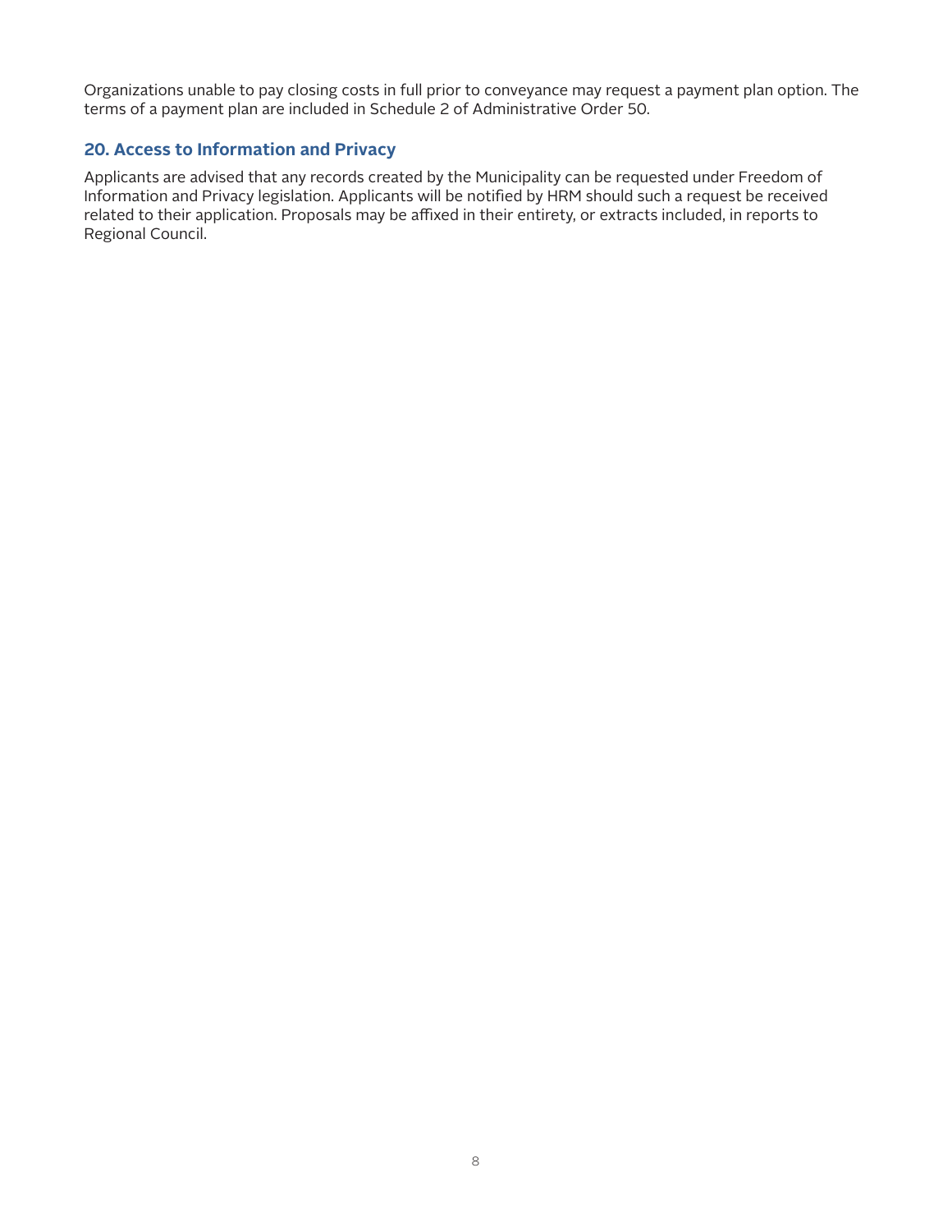Organizations unable to pay closing costs in full prior to conveyance may request a payment plan option. The terms of a payment plan are included in Schedule 2 of Administrative Order 50.

## 20. Access to Information and Privacy

Applicants are advised that any records created by the Municipality can be requested under Freedom of Information and Privacy legislation. Applicants will be notified by HRM should such a request be received related to their application. Proposals may be affixed in their entirety, or extracts included, in reports to Regional Council.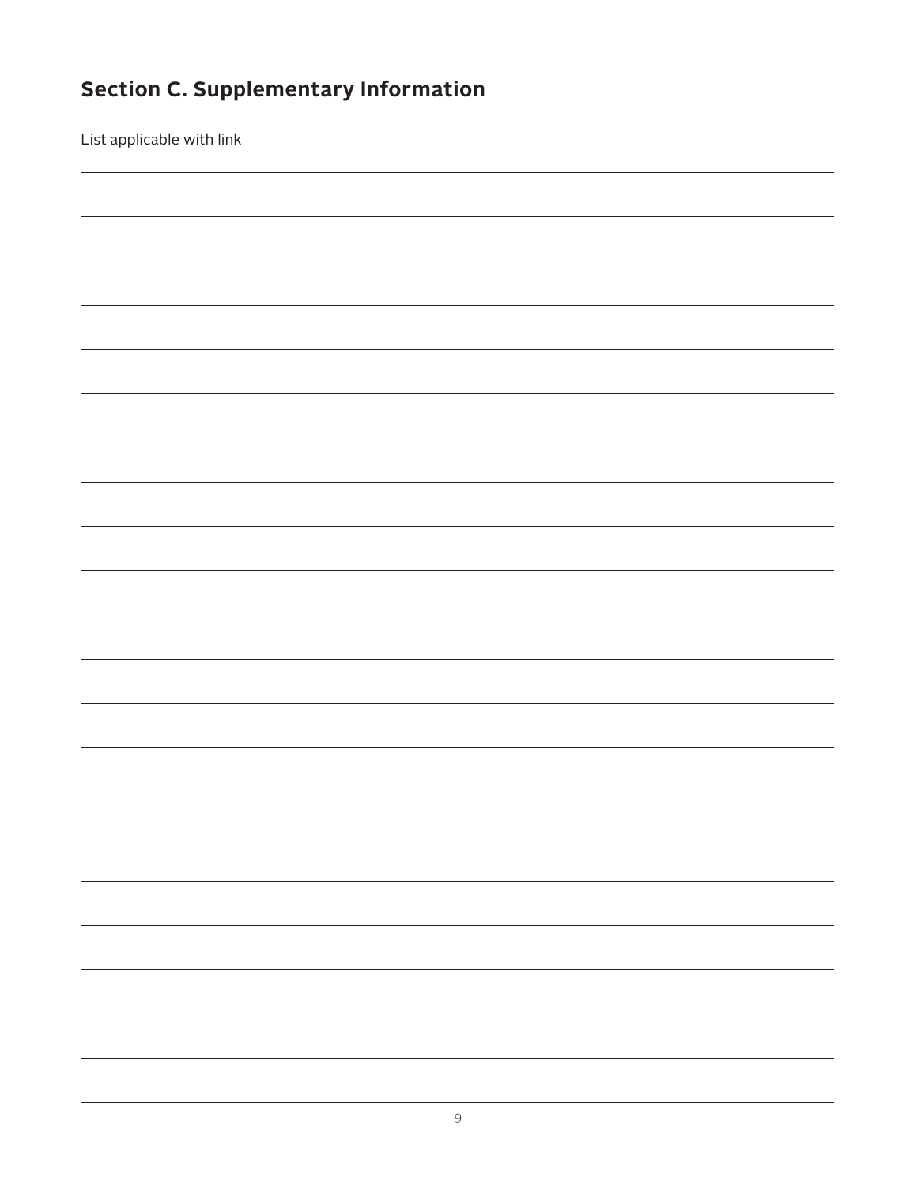## Section C. Supplementary Information

List applicable with link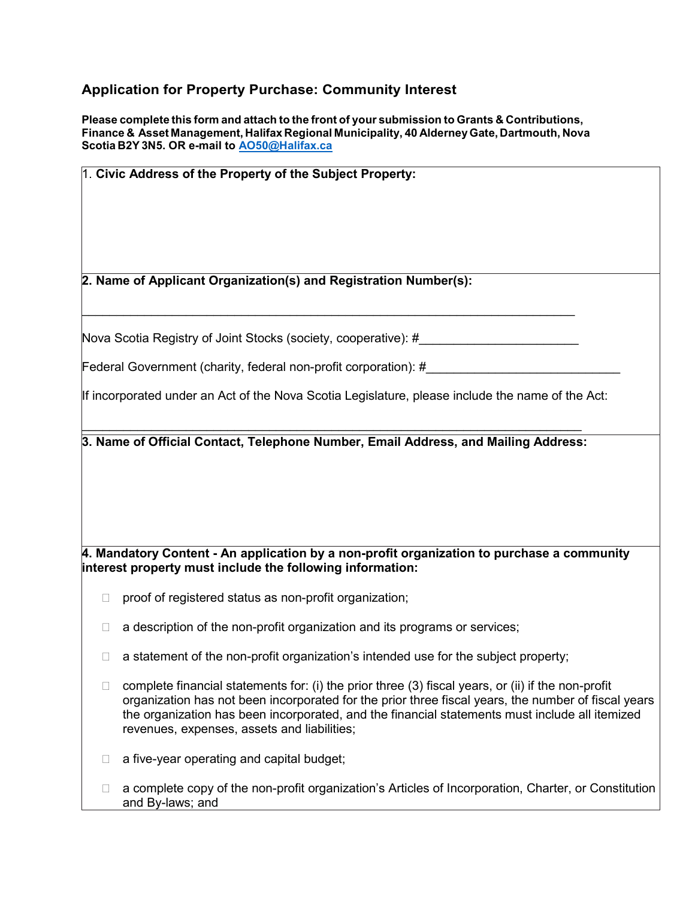## Application for Property Purchase: Community Interest

**Please complete this form and attach to the front of your submission to Grants & Contributions, Finance & Asset Management, Halifax Regional Municipality, 40 Alderney Gate, Dartmouth, Nova Scotia B2Y 3N5. OR e-mail to [AO50@Halifax.ca](mailto:AO50@Halifax.ca)**

1. **Civic Address of the Property of the Subject Property:**

**2. Name of Applicant Organization(s) and Registration Number(s):**

________________________________________________________________________

Nova Scotia Registry of Joint Stocks (society, cooperative): #______________________

Federal Government (charity, federal non-profit corporation): #___________________________

If incorporated under an Act of the Nova Scotia Legislature, please include the name of the Act:

________________________________________________________________________

**3. Name of Official Contact, Telephone Number, Email Address, and Mailing Address:**

**4. Mandatory Content - An application by a non-profit organization to purchase a community interest property must include the following information:**

- ☐ proof of registered status as non-profit organization;
- ☐ a description of the non-profit organization and its programs or services;
- ☐ a statement of the non-profit organization's intended use for the subject property;
- ☐ complete financial statements for: (i) the prior three (3) fiscal years, or (ii) if the non-profit organization has not been incorporated for the prior three fiscal years, the number of fiscal years the organization has been incorporated, and the financial statements must include all itemized revenues, expenses, assets and liabilities;
- ☐ a five-year operating and capital budget;
- ☐ a complete copy of the non-profit organization's Articles of Incorporation, Charter, or Constitution and By-laws; and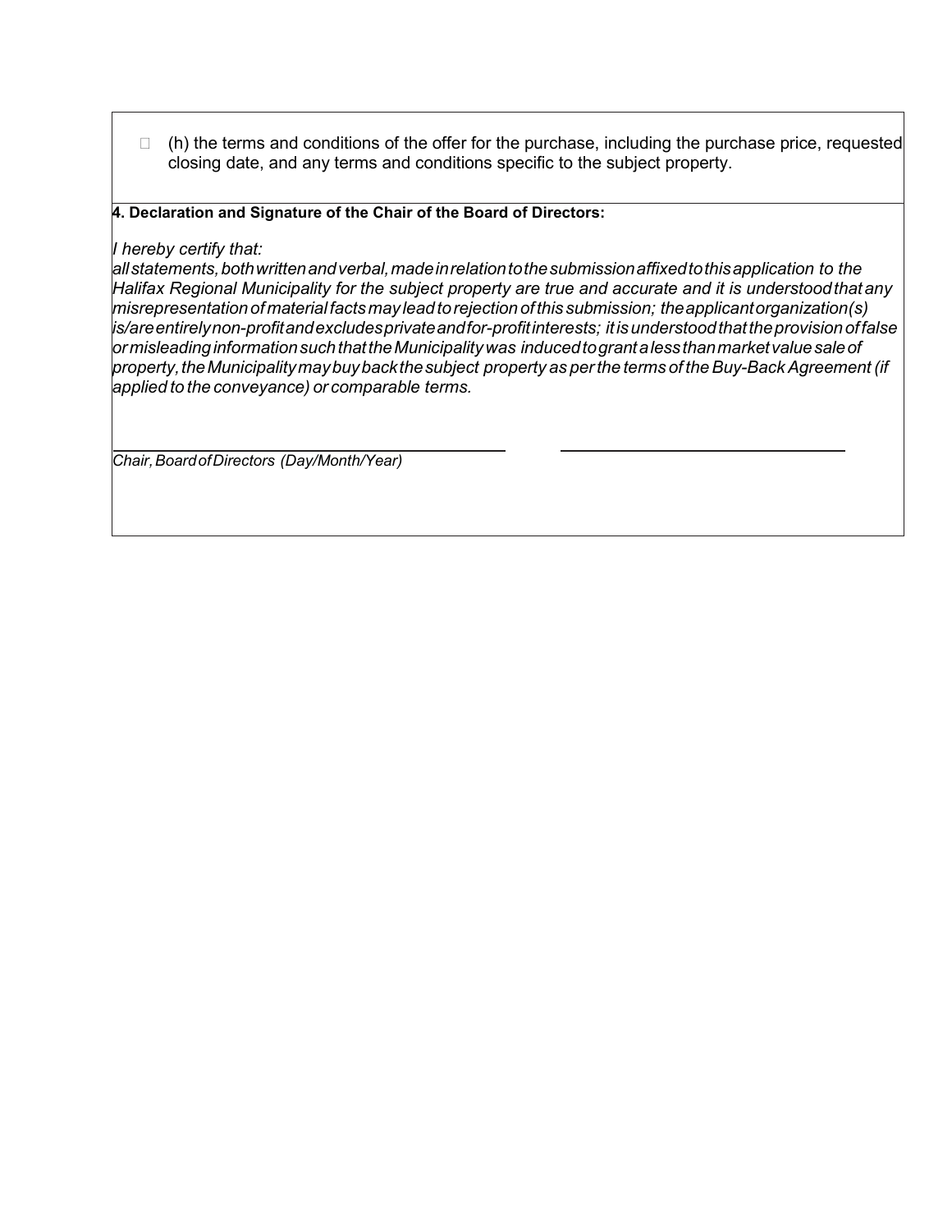☐ (h) the terms and conditions of the offer for the purchase, including the purchase price, requested closing date, and any terms and conditions specific to the subject property.

**4. Declaration and Signature of the Chair of the Board of Directors:**

*I hereby certify that:*
*all statements, both written and verbal, made in relation to the submission affixed to this application to the Halifax Regional Municipality for the subject property are true and accurate and it is understood that any misrepresentation of material facts may lead to rejection of this submission; the applicant organization(s) is/are entirely non-profit and excludes private and for-profit interests; it is understood that the provision of false or misleading information such that the Municipality was induced to grant a less than market value sale of property, the Municipality may buy back the subject property as per the terms of the Buy-Back Agreement (if applied to the conveyance) or comparable terms.*

\_\_\_\_\_\_\_\_\_\_\_\_\_\_\_\_\_\_\_\_\_\_\_\_\_\_\_\_\_\_\_\_\_\_\_\_\_\_\_ \_\_\_\_\_\_\_\_\_\_\_\_\_\_\_\_\_\_\_\_\_\_\_\_\_\_\_\_\_\_\_\_

*Chair, Board of Directors (Day/Month/Year)*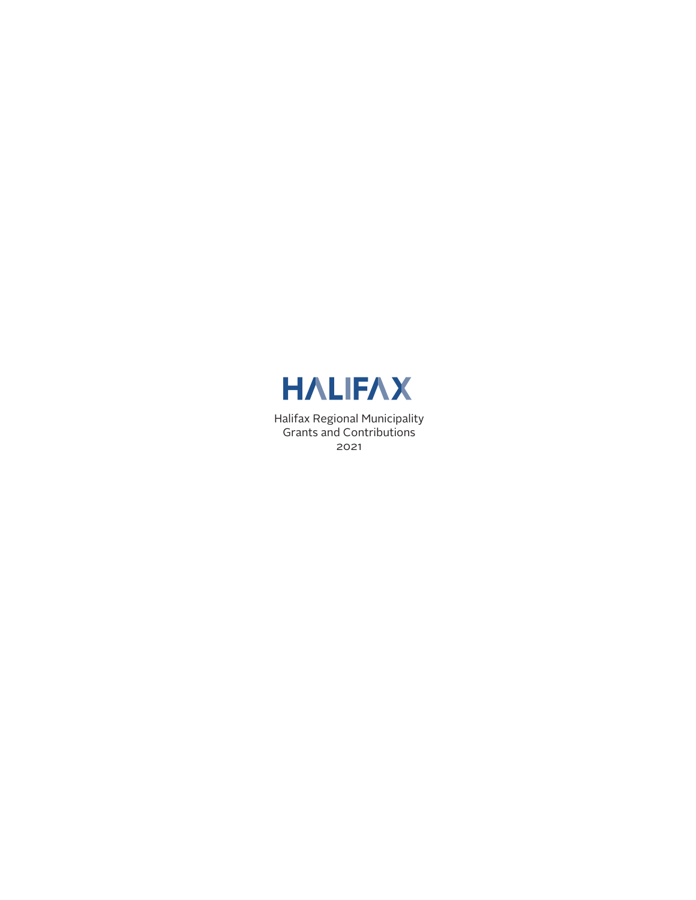HALIFAX

Halifax Regional Municipality
Grants and Contributions
2021